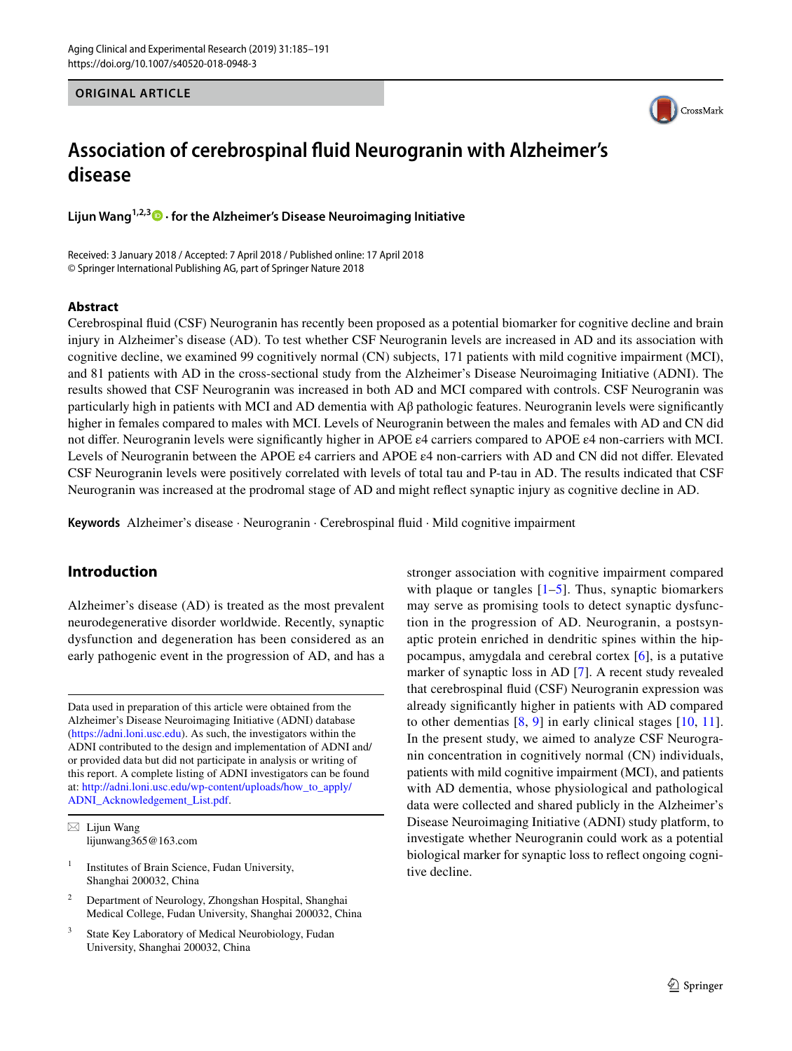ORIGINAL ARTICLE

# Association of cerebrospinal fluid Neurogranin with Alzheimer's disease

**Lijun Wang[1,2,3] · for the Alzheimer's Disease Neuroimaging Initiative**

Received: 3 January 2018 / Accepted: 7 April 2018 / Published online: 17 April 2018
© Springer International Publishing AG, part of Springer Nature 2018

## Abstract

Cerebrospinal fluid (CSF) Neurogranin has recently been proposed as a potential biomarker for cognitive decline and brain injury in Alzheimer's disease (AD). To test whether CSF Neurogranin levels are increased in AD and its association with cognitive decline, we examined 99 cognitively normal (CN) subjects, 171 patients with mild cognitive impairment (MCI), and 81 patients with AD in the cross-sectional study from the Alzheimer's Disease Neuroimaging Initiative (ADNI). The results showed that CSF Neurogranin was increased in both AD and MCI compared with controls. CSF Neurogranin was particularly high in patients with MCI and AD dementia with Aβ pathologic features. Neurogranin levels were significantly higher in females compared to males with MCI. Levels of Neurogranin between the males and females with AD and CN did not differ. Neurogranin levels were significantly higher in APOE ε4 carriers compared to APOE ε4 non-carriers with MCI. Levels of Neurogranin between the APOE ε4 carriers and APOE ε4 non-carriers with AD and CN did not differ. Elevated CSF Neurogranin levels were positively correlated with levels of total tau and P-tau in AD. The results indicated that CSF Neurogranin was increased at the prodromal stage of AD and might reflect synaptic injury as cognitive decline in AD.

**Keywords** Alzheimer's disease · Neurogranin · Cerebrospinal fluid · Mild cognitive impairment

## Introduction

Alzheimer's disease (AD) is treated as the most prevalent neurodegenerative disorder worldwide. Recently, synaptic dysfunction and degeneration has been considered as an early pathogenic event in the progression of AD, and has a stronger association with cognitive impairment compared with plaque or tangles [1–5]. Thus, synaptic biomarkers may serve as promising tools to detect synaptic dysfunction in the progression of AD. Neurogranin, a postsynaptic protein enriched in dendritic spines within the hippocampus, amygdala and cerebral cortex [6], is a putative marker of synaptic loss in AD [7]. A recent study revealed that cerebrospinal fluid (CSF) Neurogranin expression was already significantly higher in patients with AD compared to other dementias [8, 9] in early clinical stages [10, 11]. In the present study, we aimed to analyze CSF Neurogranin concentration in cognitively normal (CN) individuals, patients with mild cognitive impairment (MCI), and patients with AD dementia, whose physiological and pathological data were collected and shared publicly in the Alzheimer's Disease Neuroimaging Initiative (ADNI) study platform, to investigate whether Neurogranin could work as a potential biological marker for synaptic loss to reflect ongoing cognitive decline.

---

Data used in preparation of this article were obtained from the Alzheimer's Disease Neuroimaging Initiative (ADNI) database (https://adni.loni.usc.edu). As such, the investigators within the ADNI contributed to the design and implementation of ADNI and/or provided data but did not participate in analysis or writing of this report. A complete listing of ADNI investigators can be found at: http://adni.loni.usc.edu/wp-content/uploads/how_to_apply/ADNI_Acknowledgement_List.pdf.

✉ Lijun Wang
lijunwang365@163.com

1 Institutes of Brain Science, Fudan University, Shanghai 200032, China

2 Department of Neurology, Zhongshan Hospital, Shanghai Medical College, Fudan University, Shanghai 200032, China

3 State Key Laboratory of Medical Neurobiology, Fudan University, Shanghai 200032, China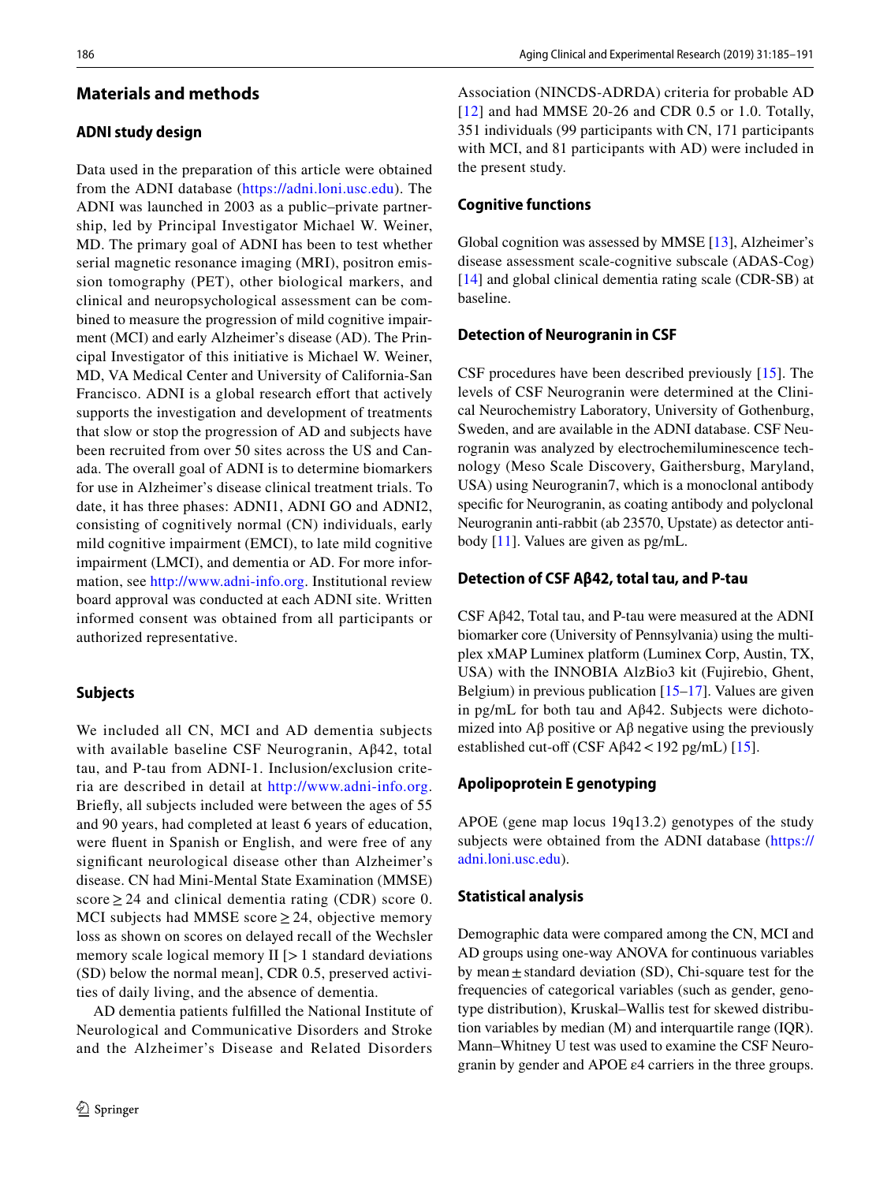## Materials and methods

### ADNI study design

Data used in the preparation of this article were obtained from the ADNI database (https://adni.loni.usc.edu). The ADNI was launched in 2003 as a public–private partnership, led by Principal Investigator Michael W. Weiner, MD. The primary goal of ADNI has been to test whether serial magnetic resonance imaging (MRI), positron emission tomography (PET), other biological markers, and clinical and neuropsychological assessment can be combined to measure the progression of mild cognitive impairment (MCI) and early Alzheimer's disease (AD). The Principal Investigator of this initiative is Michael W. Weiner, MD, VA Medical Center and University of California-San Francisco. ADNI is a global research effort that actively supports the investigation and development of treatments that slow or stop the progression of AD and subjects have been recruited from over 50 sites across the US and Canada. The overall goal of ADNI is to determine biomarkers for use in Alzheimer's disease clinical treatment trials. To date, it has three phases: ADNI1, ADNI GO and ADNI2, consisting of cognitively normal (CN) individuals, early mild cognitive impairment (EMCI), to late mild cognitive impairment (LMCI), and dementia or AD. For more information, see http://www.adni-info.org. Institutional review board approval was conducted at each ADNI site. Written informed consent was obtained from all participants or authorized representative.

### Subjects

We included all CN, MCI and AD dementia subjects with available baseline CSF Neurogranin, Aβ42, total tau, and P-tau from ADNI-1. Inclusion/exclusion criteria are described in detail at http://www.adni-info.org. Briefly, all subjects included were between the ages of 55 and 90 years, had completed at least 6 years of education, were fluent in Spanish or English, and were free of any significant neurological disease other than Alzheimer's disease. CN had Mini-Mental State Examination (MMSE) score ≥ 24 and clinical dementia rating (CDR) score 0. MCI subjects had MMSE score ≥ 24, objective memory loss as shown on scores on delayed recall of the Wechsler memory scale logical memory II [> 1 standard deviations (SD) below the normal mean], CDR 0.5, preserved activities of daily living, and the absence of dementia.

AD dementia patients fulfilled the National Institute of Neurological and Communicative Disorders and Stroke and the Alzheimer's Disease and Related Disorders Association (NINCDS-ADRDA) criteria for probable AD [12] and had MMSE 20-26 and CDR 0.5 or 1.0. Totally, 351 individuals (99 participants with CN, 171 participants with MCI, and 81 participants with AD) were included in the present study.

### Cognitive functions

Global cognition was assessed by MMSE [13], Alzheimer's disease assessment scale-cognitive subscale (ADAS-Cog) [14] and global clinical dementia rating scale (CDR-SB) at baseline.

### Detection of Neurogranin in CSF

CSF procedures have been described previously [15]. The levels of CSF Neurogranin were determined at the Clinical Neurochemistry Laboratory, University of Gothenburg, Sweden, and are available in the ADNI database. CSF Neurogranin was analyzed by electrochemiluminescence technology (Meso Scale Discovery, Gaithersburg, Maryland, USA) using Neurogranin7, which is a monoclonal antibody specific for Neurogranin, as coating antibody and polyclonal Neurogranin anti-rabbit (ab 23570, Upstate) as detector antibody [11]. Values are given as pg/mL.

### Detection of CSF Aβ42, total tau, and P-tau

CSF Aβ42, Total tau, and P-tau were measured at the ADNI biomarker core (University of Pennsylvania) using the multiplex xMAP Luminex platform (Luminex Corp, Austin, TX, USA) with the INNOBIA AlzBio3 kit (Fujirebio, Ghent, Belgium) in previous publication [15–17]. Values are given in pg/mL for both tau and Aβ42. Subjects were dichotomized into Aβ positive or Aβ negative using the previously established cut-off (CSF Aβ42 < 192 pg/mL) [15].

### Apolipoprotein E genotyping

APOE (gene map locus 19q13.2) genotypes of the study subjects were obtained from the ADNI database (https://adni.loni.usc.edu).

### Statistical analysis

Demographic data were compared among the CN, MCI and AD groups using one-way ANOVA for continuous variables by mean ± standard deviation (SD), Chi-square test for the frequencies of categorical variables (such as gender, genotype distribution), Kruskal–Wallis test for skewed distribution variables by median (M) and interquartile range (IQR). Mann–Whitney U test was used to examine the CSF Neurogranin by gender and APOE ε4 carriers in the three groups.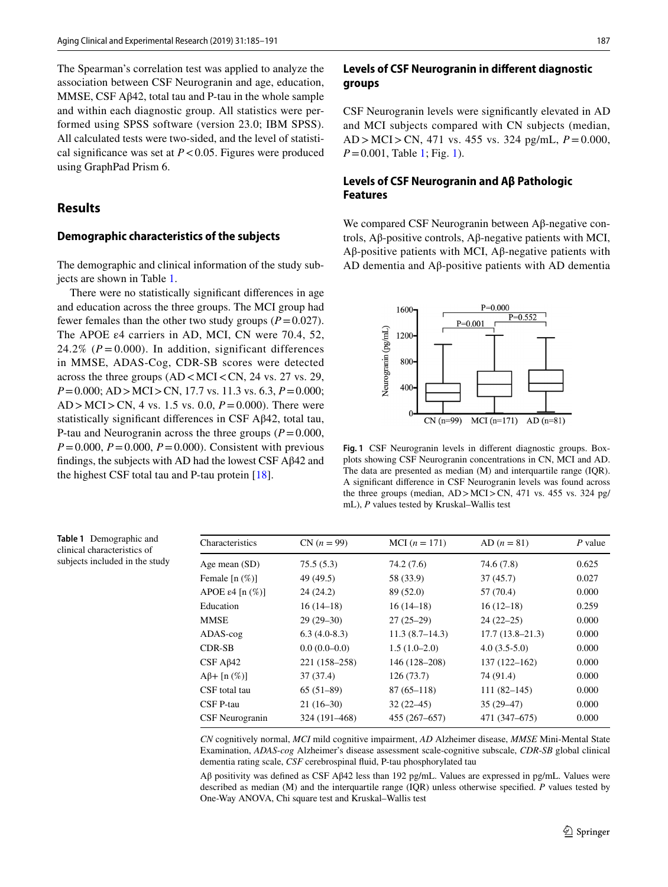The Spearman's correlation test was applied to analyze the association between CSF Neurogranin and age, education, MMSE, CSF Aβ42, total tau and P-tau in the whole sample and within each diagnostic group. All statistics were performed using SPSS software (version 23.0; IBM SPSS). All calculated tests were two-sided, and the level of statistical significance was set at $P<0.05$. Figures were produced using GraphPad Prism 6.

## Results

### Demographic characteristics of the subjects

The demographic and clinical information of the study subjects are shown in Table 1.

There were no statistically significant differences in age and education across the three groups. The MCI group had fewer females than the other two study groups ($P=0.027$). The APOE ε4 carriers in AD, MCI, CN were 70.4, 52, 24.2% ($P=0.000$). In addition, significant differences in MMSE, ADAS-Cog, CDR-SB scores were detected across the three groups (AD < MCI < CN, 24 vs. 27 vs. 29, $P=0.000$; AD > MCI > CN, 17.7 vs. 11.3 vs. 6.3, $P=0.000$; AD > MCI > CN, 4 vs. 1.5 vs. 0.0, $P=0.000$). There were statistically significant differences in CSF Aβ42, total tau, P-tau and Neurogranin across the three groups ($P=0.000$, $P=0.000$, $P=0.000$, $P=0.000$). Consistent with previous findings, the subjects with AD had the lowest CSF Aβ42 and the highest CSF total tau and P-tau protein [18].

### Levels of CSF Neurogranin in different diagnostic groups

CSF Neurogranin levels were significantly elevated in AD and MCI subjects compared with CN subjects (median, AD > MCI > CN, 471 vs. 455 vs. 324 pg/mL, $P=0.000$, $P=0.001$, Table 1; Fig. 1).

### Levels of CSF Neurogranin and Aβ Pathologic Features

We compared CSF Neurogranin between Aβ-negative controls, Aβ-positive controls, Aβ-negative patients with MCI, Aβ-positive patients with MCI, Aβ-negative patients with AD dementia and Aβ-positive patients with AD dementia

**Fig. 1** CSF Neurogranin levels in different diagnostic groups. Boxplots showing CSF Neurogranin concentrations in CN, MCI and AD. The data are presented as median (M) and interquartile range (IQR). A significant difference in CSF Neurogranin levels was found across the three groups (median, AD > MCI > CN, 471 vs. 455 vs. 324 pg/mL), $P$ values tested by Kruskal–Wallis test

**Table 1** Demographic and clinical characteristics of subjects included in the study

| Characteristics | CN ($n=99$) | MCI ($n=171$) | AD ($n=81$) | $P$ value |
|---|---|---|---|---|
| Age mean (SD) | 75.5 (5.3) | 74.2 (7.6) | 74.6 (7.8) | 0.625 |
| Female [n (%)] | 49 (49.5) | 58 (33.9) | 37 (45.7) | 0.027 |
| APOE ε4 [n (%)] | 24 (24.2) | 89 (52.0) | 57 (70.4) | 0.000 |
| Education | 16 (14–18) | 16 (14–18) | 16 (12–18) | 0.259 |
| MMSE | 29 (29–30) | 27 (25–29) | 24 (22–25) | 0.000 |
| ADAS-cog | 6.3 (4.0-8.3) | 11.3 (8.7–14.3) | 17.7 (13.8–21.3) | 0.000 |
| CDR-SB | 0.0 (0.0–0.0) | 1.5 (1.0–2.0) | 4.0 (3.5-5.0) | 0.000 |
| CSF Aβ42 | 221 (158–258) | 146 (128–208) | 137 (122–162) | 0.000 |
| Aβ+ [n (%)] | 37 (37.4) | 126 (73.7) | 74 (91.4) | 0.000 |
| CSF total tau | 65 (51–89) | 87 (65–118) | 111 (82–145) | 0.000 |
| CSF P-tau | 21 (16–30) | 32 (22–45) | 35 (29–47) | 0.000 |
| CSF Neurogranin | 324 (191–468) | 455 (267–657) | 471 (347–675) | 0.000 |

*CN* cognitively normal, *MCI* mild cognitive impairment, *AD* Alzheimer disease, *MMSE* Mini-Mental State Examination, *ADAS-cog* Alzheimer's disease assessment scale-cognitive subscale, *CDR-SB* global clinical dementia rating scale, *CSF* cerebrospinal fluid, P-tau phosphorylated tau

Aβ positivity was defined as CSF Aβ42 less than 192 pg/mL. Values are expressed in pg/mL. Values were described as median (M) and the interquartile range (IQR) unless otherwise specified. $P$ values tested by One-Way ANOVA, Chi square test and Kruskal–Wallis test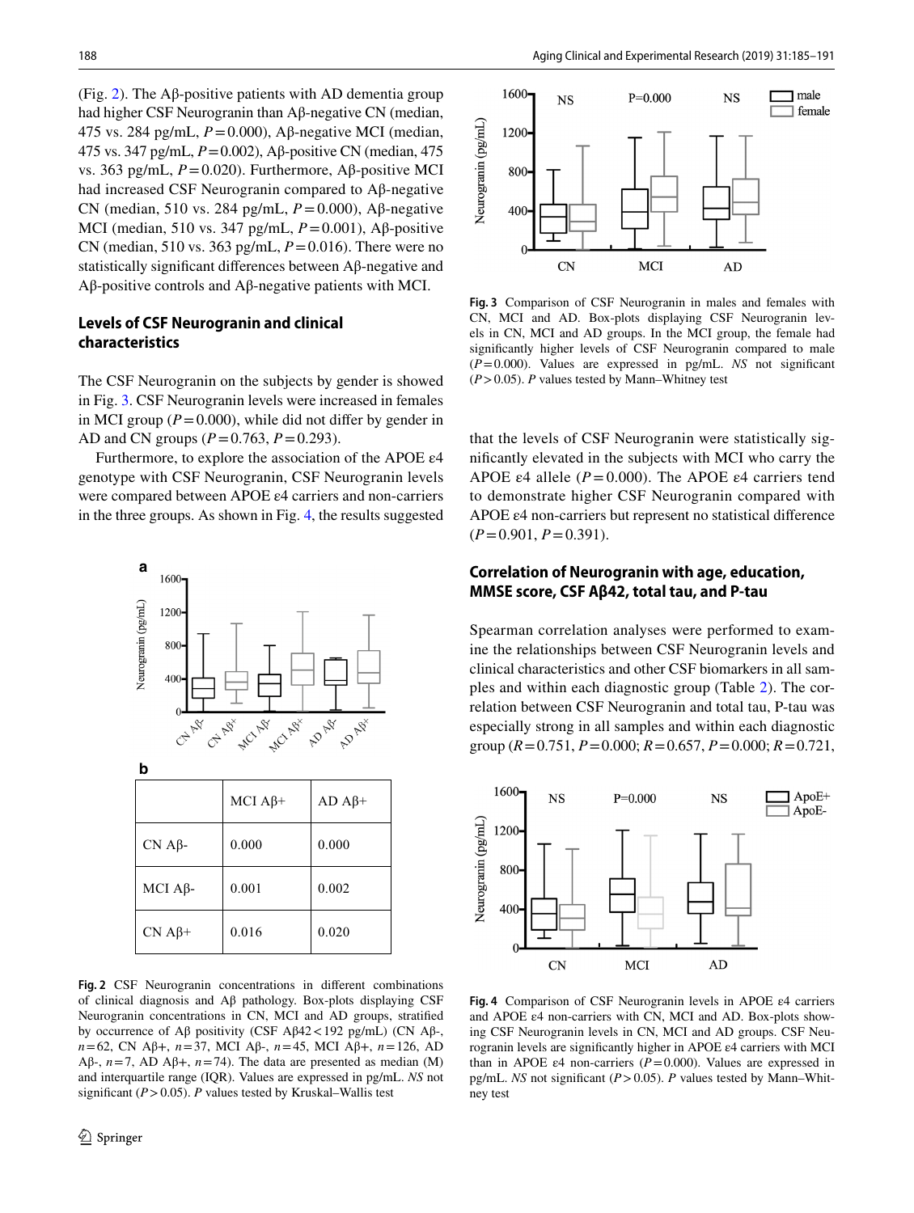(Fig. 2). The Aβ-positive patients with AD dementia group had higher CSF Neurogranin than Aβ-negative CN (median, 475 vs. 284 pg/mL, $P = 0.000$), Aβ-negative MCI (median, 475 vs. 347 pg/mL, $P = 0.002$), Aβ-positive CN (median, 475 vs. 363 pg/mL, $P = 0.020$). Furthermore, Aβ-positive MCI had increased CSF Neurogranin compared to Aβ-negative CN (median, 510 vs. 284 pg/mL, $P = 0.000$), Aβ-negative MCI (median, 510 vs. 347 pg/mL, $P = 0.001$), Aβ-positive CN (median, 510 vs. 363 pg/mL, $P = 0.016$). There were no statistically significant differences between Aβ-negative and Aβ-positive controls and Aβ-negative patients with MCI.

### Levels of CSF Neurogranin and clinical characteristics

The CSF Neurogranin on the subjects by gender is showed in Fig. 3. CSF Neurogranin levels were increased in females in MCI group ($P = 0.000$), while did not differ by gender in AD and CN groups ($P = 0.763$, $P = 0.293$).

Furthermore, to explore the association of the APOE ε4 genotype with CSF Neurogranin, CSF Neurogranin levels were compared between APOE ε4 carriers and non-carriers in the three groups. As shown in Fig. 4, the results suggested that the levels of CSF Neurogranin were statistically significantly elevated in the subjects with MCI who carry the APOE ε4 allele ($P = 0.000$). The APOE ε4 carriers tend to demonstrate higher CSF Neurogranin compared with APOE ε4 non-carriers but represent no statistical difference ($P = 0.901$, $P = 0.391$).

**b**

| | MCI Aβ+ | AD Aβ+ |
|---|---|---|
| CN Aβ- | 0.000 | 0.000 |
| MCI Aβ- | 0.001 | 0.002 |
| CN Aβ+ | 0.016 | 0.020 |

**Fig. 2** CSF Neurogranin concentrations in different combinations of clinical diagnosis and Aβ pathology. Box-plots displaying CSF Neurogranin concentrations in CN, MCI and AD groups, stratified by occurrence of Aβ positivity (CSF Aβ42 < 192 pg/mL) (CN Aβ-, $n = 62$, CN Aβ+, $n = 37$, MCI Aβ-, $n = 45$, MCI Aβ+, $n = 126$, AD Aβ-, $n = 7$, AD Aβ+, $n = 74$). The data are presented as median (M) and interquartile range (IQR). Values are expressed in pg/mL. *NS* not significant ($P > 0.05$). *P* values tested by Kruskal–Wallis test

**Fig. 3** Comparison of CSF Neurogranin in males and females with CN, MCI and AD. Box-plots displaying CSF Neurogranin levels in CN, MCI and AD groups. In the MCI group, the female had significantly higher levels of CSF Neurogranin compared to male ($P = 0.000$). Values are expressed in pg/mL. *NS* not significant ($P > 0.05$). *P* values tested by Mann–Whitney test

### Correlation of Neurogranin with age, education, MMSE score, CSF Aβ42, total tau, and P-tau

Spearman correlation analyses were performed to examine the relationships between CSF Neurogranin levels and clinical characteristics and other CSF biomarkers in all samples and within each diagnostic group (Table 2). The correlation between CSF Neurogranin and total tau, P-tau was especially strong in all samples and within each diagnostic group ($R = 0.751$, $P = 0.000$; $R = 0.657$, $P = 0.000$; $R = 0.721$,

**Fig. 4** Comparison of CSF Neurogranin levels in APOE ε4 carriers and APOE ε4 non-carriers with CN, MCI and AD. Box-plots showing CSF Neurogranin levels in CN, MCI and AD groups. CSF Neurogranin levels are significantly higher in APOE ε4 carriers with MCI than in APOE ε4 non-carriers ($P = 0.000$). Values are expressed in pg/mL. *NS* not significant ($P > 0.05$). *P* values tested by Mann–Whitney test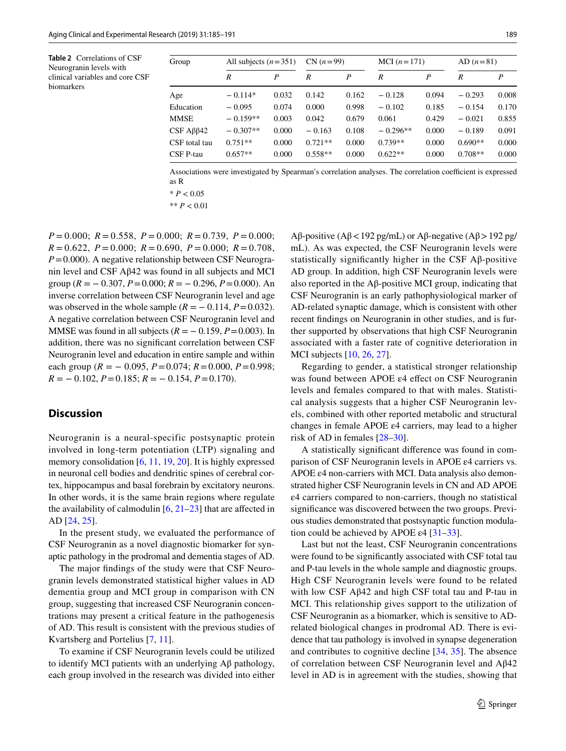**Table 2** Correlations of CSF Neurogranin levels with clinical variables and core CSF biomarkers

| Group | All subjects ($n = 351$) | | CN ($n = 99$) | | MCI ($n = 171$) | | AD ($n = 81$) | |
|---|---|---|---|---|---|---|---|---|
| | *R* | *P* | *R* | *P* | *R* | *P* | *R* | *P* |
| Age | − 0.114* | 0.032 | 0.142 | 0.162 | − 0.128 | 0.094 | − 0.293 | 0.008 |
| Education | − 0.095 | 0.074 | 0.000 | 0.998 | − 0.102 | 0.185 | − 0.154 | 0.170 |
| MMSE | − 0.159** | 0.003 | 0.042 | 0.679 | 0.061 | 0.429 | − 0.021 | 0.855 |
| CSF Aββ42 | − 0.307** | 0.000 | − 0.163 | 0.108 | − 0.296** | 0.000 | − 0.189 | 0.091 |
| CSF total tau | 0.751** | 0.000 | 0.721** | 0.000 | 0.739** | 0.000 | 0.690** | 0.000 |
| CSF P-tau | 0.657** | 0.000 | 0.558** | 0.000 | 0.622** | 0.000 | 0.708** | 0.000 |

Associations were investigated by Spearman's correlation analyses. The correlation coefficient is expressed as R

* $P < 0.05$

** $P < 0.01$

$P = 0.000$; $R = 0.558$, $P = 0.000$; $R = 0.739$, $P = 0.000$; $R = 0.622$, $P = 0.000$; $R = 0.690$, $P = 0.000$; $R = 0.708$, $P = 0.000$). A negative relationship between CSF Neurogranin level and CSF Aβ42 was found in all subjects and MCI group ($R = -0.307$, $P = 0.000$; $R = -0.296$, $P = 0.000$). An inverse correlation between CSF Neurogranin level and age was observed in the whole sample ($R = -0.114$, $P = 0.032$). A negative correlation between CSF Neurogranin level and MMSE was found in all subjects ($R = -0.159$, $P = 0.003$). In addition, there was no significant correlation between CSF Neurogranin level and education in entire sample and within each group ($R = -0.095$, $P = 0.074$; $R = 0.000$, $P = 0.998$; $R = -0.102$, $P = 0.185$; $R = -0.154$, $P = 0.170$).

## Discussion

Neurogranin is a neural-specific postsynaptic protein involved in long-term potentiation (LTP) signaling and memory consolidation [6, 11, 19, 20]. It is highly expressed in neuronal cell bodies and dendritic spines of cerebral cortex, hippocampus and basal forebrain by excitatory neurons. In other words, it is the same brain regions where regulate the availability of calmodulin [6, 21–23] that are affected in AD [24, 25].

In the present study, we evaluated the performance of CSF Neurogranin as a novel diagnostic biomarker for synaptic pathology in the prodromal and dementia stages of AD.

The major findings of the study were that CSF Neurogranin levels demonstrated statistical higher values in AD dementia group and MCI group in comparison with CN group, suggesting that increased CSF Neurogranin concentrations may present a critical feature in the pathogenesis of AD. This result is consistent with the previous studies of Kvartsberg and Portelius [7, 11].

To examine if CSF Neurogranin levels could be utilized to identify MCI patients with an underlying Aβ pathology, each group involved in the research was divided into either Aβ-positive (Aβ < 192 pg/mL) or Aβ-negative (Aβ > 192 pg/mL). As was expected, the CSF Neurogranin levels were statistically significantly higher in the CSF Aβ-positive AD group. In addition, high CSF Neurogranin levels were also reported in the Aβ-positive MCI group, indicating that CSF Neurogranin is an early pathophysiological marker of AD-related synaptic damage, which is consistent with other recent findings on Neurogranin in other studies, and is further supported by observations that high CSF Neurogranin associated with a faster rate of cognitive deterioration in MCI subjects [10, 26, 27].

Regarding to gender, a statistical stronger relationship was found between APOE ε4 effect on CSF Neurogranin levels and females compared to that with males. Statistical analysis suggests that a higher CSF Neurogranin levels, combined with other reported metabolic and structural changes in female APOE ε4 carriers, may lead to a higher risk of AD in females [28–30].

A statistically significant difference was found in comparison of CSF Neurogranin levels in APOE ε4 carriers vs. APOE ε4 non-carriers with MCI. Data analysis also demonstrated higher CSF Neurogranin levels in CN and AD APOE ε4 carriers compared to non-carriers, though no statistical significance was discovered between the two groups. Previous studies demonstrated that postsynaptic function modulation could be achieved by APOE ε4 [31–33].

Last but not the least, CSF Neurogranin concentrations were found to be significantly associated with CSF total tau and P-tau levels in the whole sample and diagnostic groups. High CSF Neurogranin levels were found to be related with low CSF Aβ42 and high CSF total tau and P-tau in MCI. This relationship gives support to the utilization of CSF Neurogranin as a biomarker, which is sensitive to AD-related biological changes in prodromal AD. There is evidence that tau pathology is involved in synapse degeneration and contributes to cognitive decline [34, 35]. The absence of correlation between CSF Neurogranin level and Aβ42 level in AD is in agreement with the studies, showing that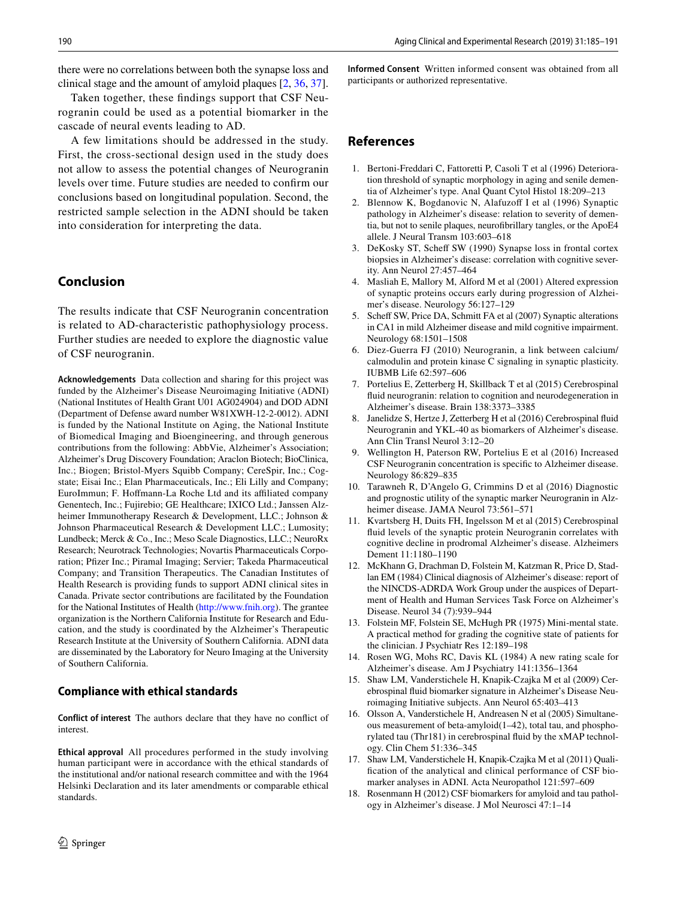there were no correlations between both the synapse loss and clinical stage and the amount of amyloid plaques [2, 36, 37].

Taken together, these findings support that CSF Neurogranin could be used as a potential biomarker in the cascade of neural events leading to AD.

A few limitations should be addressed in the study. First, the cross-sectional design used in the study does not allow to assess the potential changes of Neurogranin levels over time. Future studies are needed to confirm our conclusions based on longitudinal population. Second, the restricted sample selection in the ADNI should be taken into consideration for interpreting the data.

## Conclusion

The results indicate that CSF Neurogranin concentration is related to AD-characteristic pathophysiology process. Further studies are needed to explore the diagnostic value of CSF neurogranin.

**Acknowledgements** Data collection and sharing for this project was funded by the Alzheimer's Disease Neuroimaging Initiative (ADNI) (National Institutes of Health Grant U01 AG024904) and DOD ADNI (Department of Defense award number W81XWH-12-2-0012). ADNI is funded by the National Institute on Aging, the National Institute of Biomedical Imaging and Bioengineering, and through generous contributions from the following: AbbVie, Alzheimer's Association; Alzheimer's Drug Discovery Foundation; Araclon Biotech; BioClinica, Inc.; Biogen; Bristol-Myers Squibb Company; CereSpir, Inc.; Cogstate; Eisai Inc.; Elan Pharmaceuticals, Inc.; Eli Lilly and Company; EuroImmun; F. Hoffmann-La Roche Ltd and its affiliated company Genentech, Inc.; Fujirebio; GE Healthcare; IXICO Ltd.; Janssen Alzheimer Immunotherapy Research & Development, LLC.; Johnson & Johnson Pharmaceutical Research & Development LLC.; Lumosity; Lundbeck; Merck & Co., Inc.; Meso Scale Diagnostics, LLC.; NeuroRx Research; Neurotrack Technologies; Novartis Pharmaceuticals Corporation; Pfizer Inc.; Piramal Imaging; Servier; Takeda Pharmaceutical Company; and Transition Therapeutics. The Canadian Institutes of Health Research is providing funds to support ADNI clinical sites in Canada. Private sector contributions are facilitated by the Foundation for the National Institutes of Health (http://www.fnih.org). The grantee organization is the Northern California Institute for Research and Education, and the study is coordinated by the Alzheimer's Therapeutic Research Institute at the University of Southern California. ADNI data are disseminated by the Laboratory for Neuro Imaging at the University of Southern California.

### Compliance with ethical standards

**Conflict of interest** The authors declare that they have no conflict of interest.

**Ethical approval** All procedures performed in the study involving human participant were in accordance with the ethical standards of the institutional and/or national research committee and with the 1964 Helsinki Declaration and its later amendments or comparable ethical standards.

**Informed Consent** Written informed consent was obtained from all participants or authorized representative.

## References

1. Bertoni-Freddari C, Fattoretti P, Casoli T et al (1996) Deterioration threshold of synaptic morphology in aging and senile dementia of Alzheimer's type. Anal Quant Cytol Histol 18:209–213
2. Blennow K, Bogdanovic N, Alafuzoff I et al (1996) Synaptic pathology in Alzheimer's disease: relation to severity of dementia, but not to senile plaques, neurofibrillary tangles, or the ApoE4 allele. J Neural Transm 103:603–618
3. DeKosky ST, Scheff SW (1990) Synapse loss in frontal cortex biopsies in Alzheimer's disease: correlation with cognitive severity. Ann Neurol 27:457–464
4. Masliah E, Mallory M, Alford M et al (2001) Altered expression of synaptic proteins occurs early during progression of Alzheimer's disease. Neurology 56:127–129
5. Scheff SW, Price DA, Schmitt FA et al (2007) Synaptic alterations in CA1 in mild Alzheimer disease and mild cognitive impairment. Neurology 68:1501–1508
6. Diez-Guerra FJ (2010) Neurogranin, a link between calcium/calmodulin and protein kinase C signaling in synaptic plasticity. IUBMB Life 62:597–606
7. Portelius E, Zetterberg H, Skillback T et al (2015) Cerebrospinal fluid neurogranin: relation to cognition and neurodegeneration in Alzheimer's disease. Brain 138:3373–3385
8. Janelidze S, Hertze J, Zetterberg H et al (2016) Cerebrospinal fluid Neurogranin and YKL-40 as biomarkers of Alzheimer's disease. Ann Clin Transl Neurol 3:12–20
9. Wellington H, Paterson RW, Portelius E et al (2016) Increased CSF Neurogranin concentration is specific to Alzheimer disease. Neurology 86:829–835
10. Tarawneh R, D'Angelo G, Crimmins D et al (2016) Diagnostic and prognostic utility of the synaptic marker Neurogranin in Alzheimer disease. JAMA Neurol 73:561–571
11. Kvartsberg H, Duits FH, Ingelsson M et al (2015) Cerebrospinal fluid levels of the synaptic protein Neurogranin correlates with cognitive decline in prodromal Alzheimer's disease. Alzheimers Dement 11:1180–1190
12. McKhann G, Drachman D, Folstein M, Katzman R, Price D, Stadlan EM (1984) Clinical diagnosis of Alzheimer's disease: report of the NINCDS-ADRDA Work Group under the auspices of Department of Health and Human Services Task Force on Alzheimer's Disease. Neurol 34 (7):939–944
13. Folstein MF, Folstein SE, McHugh PR (1975) Mini-mental state. A practical method for grading the cognitive state of patients for the clinician. J Psychiatr Res 12:189–198
14. Rosen WG, Mohs RC, Davis KL (1984) A new rating scale for Alzheimer's disease. Am J Psychiatry 141:1356–1364
15. Shaw LM, Vanderstichele H, Knapik-Czajka M et al (2009) Cerebrospinal fluid biomarker signature in Alzheimer's Disease Neuroimaging Initiative subjects. Ann Neurol 65:403–413
16. Olsson A, Vanderstichele H, Andreasen N et al (2005) Simultaneous measurement of beta-amyloid(1–42), total tau, and phosphorylated tau (Thr181) in cerebrospinal fluid by the xMAP technology. Clin Chem 51:336–345
17. Shaw LM, Vanderstichele H, Knapik-Czajka M et al (2011) Qualification of the analytical and clinical performance of CSF biomarker analyses in ADNI. Acta Neuropathol 121:597–609
18. Rosenmann H (2012) CSF biomarkers for amyloid and tau pathology in Alzheimer's disease. J Mol Neurosci 47:1–14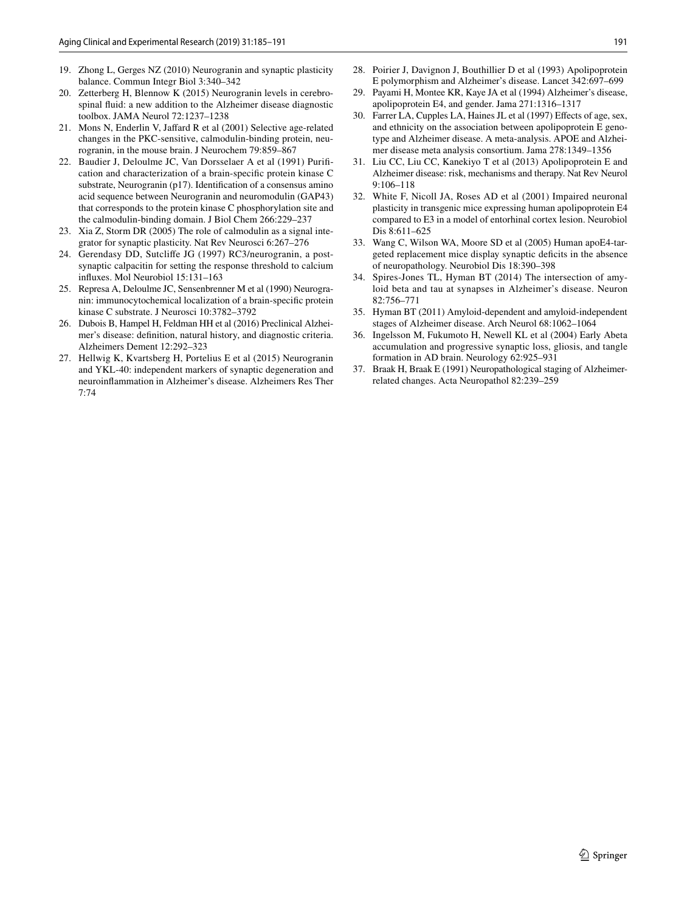19. Zhong L, Gerges NZ (2010) Neurogranin and synaptic plasticity balance. Commun Integr Biol 3:340–342
20. Zetterberg H, Blennow K (2015) Neurogranin levels in cerebrospinal fluid: a new addition to the Alzheimer disease diagnostic toolbox. JAMA Neurol 72:1237–1238
21. Mons N, Enderlin V, Jaffard R et al (2001) Selective age-related changes in the PKC-sensitive, calmodulin-binding protein, neurogranin, in the mouse brain. J Neurochem 79:859–867
22. Baudier J, Deloulme JC, Van Dorsselaer A et al (1991) Purification and characterization of a brain-specific protein kinase C substrate, Neurogranin (p17). Identification of a consensus amino acid sequence between Neurogranin and neuromodulin (GAP43) that corresponds to the protein kinase C phosphorylation site and the calmodulin-binding domain. J Biol Chem 266:229–237
23. Xia Z, Storm DR (2005) The role of calmodulin as a signal integrator for synaptic plasticity. Nat Rev Neurosci 6:267–276
24. Gerendasy DD, Sutcliffe JG (1997) RC3/neurogranin, a postsynaptic calpacitin for setting the response threshold to calcium influxes. Mol Neurobiol 15:131–163
25. Represa A, Deloulme JC, Sensenbrenner M et al (1990) Neurogranin: immunocytochemical localization of a brain-specific protein kinase C substrate. J Neurosci 10:3782–3792
26. Dubois B, Hampel H, Feldman HH et al (2016) Preclinical Alzheimer's disease: definition, natural history, and diagnostic criteria. Alzheimers Dement 12:292–323
27. Hellwig K, Kvartsberg H, Portelius E et al (2015) Neurogranin and YKL-40: independent markers of synaptic degeneration and neuroinflammation in Alzheimer's disease. Alzheimers Res Ther 7:74
28. Poirier J, Davignon J, Bouthillier D et al (1993) Apolipoprotein E polymorphism and Alzheimer's disease. Lancet 342:697–699
29. Payami H, Montee KR, Kaye JA et al (1994) Alzheimer's disease, apolipoprotein E4, and gender. Jama 271:1316–1317
30. Farrer LA, Cupples LA, Haines JL et al (1997) Effects of age, sex, and ethnicity on the association between apolipoprotein E genotype and Alzheimer disease. A meta-analysis. APOE and Alzheimer disease meta analysis consortium. Jama 278:1349–1356
31. Liu CC, Liu CC, Kanekiyo T et al (2013) Apolipoprotein E and Alzheimer disease: risk, mechanisms and therapy. Nat Rev Neurol 9:106–118
32. White F, Nicoll JA, Roses AD et al (2001) Impaired neuronal plasticity in transgenic mice expressing human apolipoprotein E4 compared to E3 in a model of entorhinal cortex lesion. Neurobiol Dis 8:611–625
33. Wang C, Wilson WA, Moore SD et al (2005) Human apoE4-targeted replacement mice display synaptic deficits in the absence of neuropathology. Neurobiol Dis 18:390–398
34. Spires-Jones TL, Hyman BT (2014) The intersection of amyloid beta and tau at synapses in Alzheimer's disease. Neuron 82:756–771
35. Hyman BT (2011) Amyloid-dependent and amyloid-independent stages of Alzheimer disease. Arch Neurol 68:1062–1064
36. Ingelsson M, Fukumoto H, Newell KL et al (2004) Early Abeta accumulation and progressive synaptic loss, gliosis, and tangle formation in AD brain. Neurology 62:925–931
37. Braak H, Braak E (1991) Neuropathological staging of Alzheimer-related changes. Acta Neuropathol 82:239–259